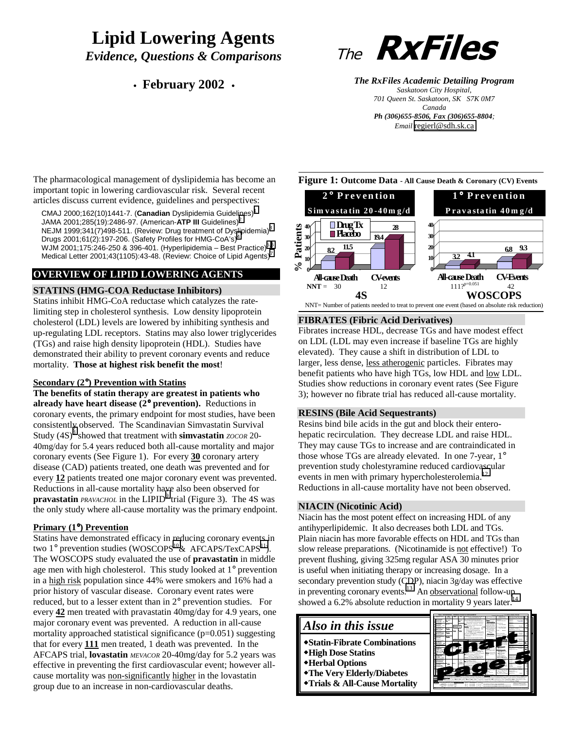# Lipid Lowering Agents

*Evidence, Questions & Comparisons*

**• February 2002 •**

The **RxFiles**

***The RxFiles Academic Detailing Program***

*Saskatoon City Hospital,*
*701 Queen St. Saskatoon, SK S7K 0M7*
*Canada*
***Ph (306)655-8506, Fax (306)655-8804;***
*Email* regierl@sdh.sk.ca

The pharmacological management of dyslipidemia has become an important topic in lowering cardiovascular risk. Several recent articles discuss current evidence, guidelines and perspectives:

- CMAJ 2000;162(10)1441-7. (**Canadian** Dyslipidemia Guidelines)[1]
- JAMA 2001;285(19):2486-97. (American-**ATP III** Guidelines)[2]
- NEJM 1999;341(7)498-511. (Review: Drug treatment of Dyslipidemia)[3]
- Drugs 2001;61(2):197-206. (Safety Profiles for HMG-CoA's)[4]
- WJM 2001;175:246-250 & 396-401. (Hyperlipidemia – Best Practice)[5,6]
- Medical Letter 2001;43(1105):43-48. (Review: Choice of Lipid Agents)[7]

## OVERVIEW OF LIPID LOWERING AGENTS

### STATINS (HMG-COA Reductase Inhibitors)

Statins inhibit HMG-CoA reductase which catalyzes the rate-limiting step in cholesterol synthesis. Low density lipoprotein cholesterol (LDL) levels are lowered by inhibiting synthesis and up-regulating LDL receptors. Statins may also lower triglycerides (TGs) and raise high density lipoprotein (HDL). Studies have demonstrated their ability to prevent coronary events and reduce mortality. **Those at highest risk benefit the most**!

#### Secondary (2°) Prevention with Statins

**The benefits of statin therapy are greatest in patients who already have heart disease (2° prevention).** Reductions in coronary events, the primary endpoint for most studies, have been consistently observed. The Scandinavian Simvastatin Survival Study (4S)[8] showed that treatment with **simvastatin** *ZOCOR* 20-40mg/day for 5.4 years reduced both all-cause mortality and major coronary events (See Figure 1). For every **30** coronary artery disease (CAD) patients treated, one death was prevented and for every **12** patients treated one major coronary event was prevented. Reductions in all-cause mortality have also been observed for **pravastatin** *PRAVACHOL* in the LIPID[9] trial (Figure 3). The 4S was the only study where all-cause mortality was the primary endpoint.

#### Primary (1°) Prevention

Statins have demonstrated efficacy in reducing coronary events in two 1° prevention studies (WOSCOPS[10] & AFCAPS/TexCAPS[11]). The WOSCOPS study evaluated the use of **pravastatin** in middle age men with high cholesterol. This study looked at 1° prevention in a high risk population since 44% were smokers and 16% had a prior history of vascular disease. Coronary event rates were reduced, but to a lesser extent than in 2° prevention studies. For every **42** men treated with pravastatin 40mg/day for 4.9 years, one major coronary event was prevented. A reduction in all-cause mortality approached statistical significance (p=0.051) suggesting that for every **111** men treated, 1 death was prevented. In the AFCAPS trial, **lovastatin** *MEVACOR* 20-40mg/day for 5.2 years was effective in preventing the first cardiovascular event; however all-cause mortality was non-significantly higher in the lovastatin group due to an increase in non-cardiovascular deaths.

**Figure 1: Outcome Data - All Cause Death & Coronary (CV) Events**

| | 2° Prevention – Simvastatin 20-40mg/d (4S) | | 1° Prevention – Pravastatin 40mg/d (WOSCOPS) | |
|---|---|---|---|---|
| % Patients | All-cause Death | CV-events | All-cause Death | CV-Events |
| Drug Tx | 8.2 | 19.4 | 3.2 | 6.8 |
| Placebo | 11.5 | 28 | 4.1 | 9.3 |
| NNT = | 30 | 12 | 111? (p=0.051) | 42 |

NNT= Number of patients needed to treat to prevent one event (based on absolute risk reduction)

### FIBRATES (Fibric Acid Derivatives)

Fibrates increase HDL, decrease TGs and have modest effect on LDL (LDL may even increase if baseline TGs are highly elevated). They cause a shift in distribution of LDL to larger, less dense, less atherogenic particles. Fibrates may benefit patients who have high TGs, low HDL and low LDL. Studies show reductions in coronary event rates (See Figure 3); however no fibrate trial has reduced all-cause mortality.

### RESINS (Bile Acid Sequestrants)

Resins bind bile acids in the gut and block their entero-hepatic recirculation. They decrease LDL and raise HDL. They may cause TGs to increase and are contraindicated in those whose TGs are already elevated. In one 7-year, 1° prevention study cholestyramine reduced cardiovascular events in men with primary hypercholesterolemia.[12] Reductions in all-cause mortality have not been observed.

### NIACIN (Nicotinic Acid)

Niacin has the most potent effect on increasing HDL of any antihyperlipidemic. It also decreases both LDL and TGs. Plain niacin has more favorable effects on HDL and TGs than slow release preparations. (Nicotinamide is not effective!) To prevent flushing, giving 325mg regular ASA 30 minutes prior is useful when initiating therapy or increasing dosage. In a secondary prevention study (CDP), niacin 3g/day was effective in preventing coronary events.[13] An observational follow-up showed a 6.2% absolute reduction in mortality 9 years later.[14]

## *Also in this issue*

- **Statin-Fibrate Combinations**
- **High Dose Statins**
- **Herbal Options**
- **The Very Elderly/Diabetes**
- **Trials & All-Cause Mortality**

**Chart Page 5**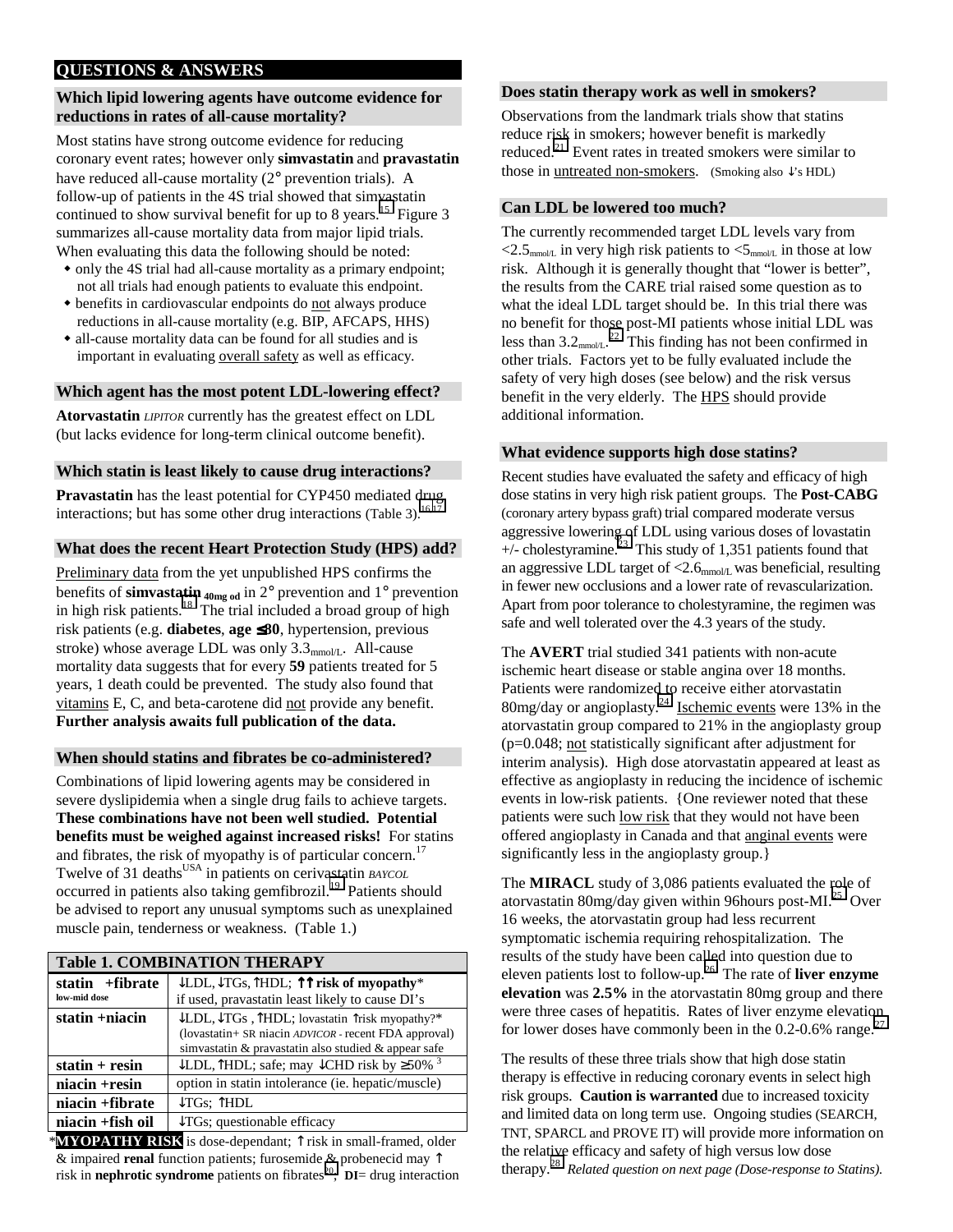## QUESTIONS & ANSWERS

### Which lipid lowering agents have outcome evidence for reductions in rates of all-cause mortality?

Most statins have strong outcome evidence for reducing coronary event rates; however only **simvastatin** and **pravastatin** have reduced all-cause mortality (2° prevention trials). A follow-up of patients in the 4S trial showed that simvastatin continued to show survival benefit for up to 8 years.[15] Figure 3 summarizes all-cause mortality data from major lipid trials. When evaluating this data the following should be noted:

- only the 4S trial had all-cause mortality as a primary endpoint; not all trials had enough patients to evaluate this endpoint.
- benefits in cardiovascular endpoints do not always produce reductions in all-cause mortality (e.g. BIP, AFCAPS, HHS)
- all-cause mortality data can be found for all studies and is important in evaluating overall safety as well as efficacy.

### Which agent has the most potent LDL-lowering effect?

**Atorvastatin** *LIPITOR* currently has the greatest effect on LDL (but lacks evidence for long-term clinical outcome benefit).

### Which statin is least likely to cause drug interactions?

**Pravastatin** has the least potential for CYP450 mediated drug interactions; but has some other drug interactions (Table 3).[16,17]

### What does the recent Heart Protection Study (HPS) add?

Preliminary data from the yet unpublished HPS confirms the benefits of **simvastatin** $_{\mathbf{40mg\ od}}$ in 2° prevention and 1° prevention in high risk patients.[18] The trial included a broad group of high risk patients (e.g. **diabetes**, **age ≤80**, hypertension, previous stroke) whose average LDL was only 3.3$_{mmol/L}$. All-cause mortality data suggests that for every **59** patients treated for 5 years, 1 death could be prevented. The study also found that vitamins E, C, and beta-carotene did not provide any benefit. **Further analysis awaits full publication of the data.**

### When should statins and fibrates be co-administered?

Combinations of lipid lowering agents may be considered in severe dyslipidemia when a single drug fails to achieve targets. **These combinations have not been well studied. Potential benefits must be weighed against increased risks!** For statins and fibrates, the risk of myopathy is of particular concern.[17] Twelve of 31 deaths[USA] in patients on cerivastatin *BAYCOL* occurred in patients also taking gemfibrozil.[19] Patients should be advised to report any unusual symptoms such as unexplained muscle pain, tenderness or weakness. (Table 1.)

| Table 1. COMBINATION THERAPY | |
|---|---|
| **statin +fibrate** low-mid dose | ↓LDL, ↓TGs, ↑HDL; **↑↑ risk of myopathy***; if used, pravastatin least likely to cause DI's |
| **statin +niacin** | ↓LDL, ↓TGs , ↑HDL; lovastatin ↑risk myopathy?* (lovastatin+ SR niacin *ADVICOR* - recent FDA approval) simvastatin & pravastatin also studied & appear safe |
| **statin + resin** | ↓LDL, ↑HDL; safe; may ↓CHD risk by ≥50% [3] |
| **niacin +resin** | option in statin intolerance (ie. hepatic/muscle) |
| **niacin +fibrate** | ↓TGs; ↑HDL |
| **niacin +fish oil** | ↓TGs; questionable efficacy |

***MYOPATHY RISK** is dose-dependant; ↑ risk in small-framed, older & impaired **renal** function patients; furosemide & probenecid may ↑ risk in **nephrotic syndrome** patients on fibrates[20]; **DI**= drug interaction

### Does statin therapy work as well in smokers?

Observations from the landmark trials show that statins reduce risk in smokers; however benefit is markedly reduced.[21] Event rates in treated smokers were similar to those in untreated non-smokers. (Smoking also ↓'s HDL)

### Can LDL be lowered too much?

The currently recommended target LDL levels vary from <2.5$_{mmol/L}$ in very high risk patients to <5$_{mmol/L}$ in those at low risk. Although it is generally thought that "lower is better", the results from the CARE trial raised some question as to what the ideal LDL target should be. In this trial there was no benefit for those post-MI patients whose initial LDL was less than 3.2$_{mmol/L}$.[22] This finding has not been confirmed in other trials. Factors yet to be fully evaluated include the safety of very high doses (see below) and the risk versus benefit in the very elderly. The HPS should provide additional information.

### What evidence supports high dose statins?

Recent studies have evaluated the safety and efficacy of high dose statins in very high risk patient groups. The **Post-CABG** (coronary artery bypass graft) trial compared moderate versus aggressive lowering of LDL using various doses of lovastatin +/- cholestyramine.[23] This study of 1,351 patients found that an aggressive LDL target of <2.6$_{mmol/L}$ was beneficial, resulting in fewer new occlusions and a lower rate of revascularization. Apart from poor tolerance to cholestyramine, the regimen was safe and well tolerated over the 4.3 years of the study.

The **AVERT** trial studied 341 patients with non-acute ischemic heart disease or stable angina over 18 months. Patients were randomized to receive either atorvastatin 80mg/day or angioplasty.[24] Ischemic events were 13% in the atorvastatin group compared to 21% in the angioplasty group (p=0.048; not statistically significant after adjustment for interim analysis). High dose atorvastatin appeared at least as effective as angioplasty in reducing the incidence of ischemic events in low-risk patients. {One reviewer noted that these patients were such low risk that they would not have been offered angioplasty in Canada and that anginal events were significantly less in the angioplasty group.}

The **MIRACL** study of 3,086 patients evaluated the role of atorvastatin 80mg/day given within 96hours post-MI.[25] Over 16 weeks, the atorvastatin group had less recurrent symptomatic ischemia requiring rehospitalization. The results of the study have been called into question due to eleven patients lost to follow-up.[26] The rate of **liver enzyme elevation** was **2.5%** in the atorvastatin 80mg group and there were three cases of hepatitis. Rates of liver enzyme elevation for lower doses have commonly been in the 0.2-0.6% range.[27]

The results of these three trials show that high dose statin therapy is effective in reducing coronary events in select high risk groups. **Caution is warranted** due to increased toxicity and limited data on long term use. Ongoing studies (SEARCH, TNT, SPARCL and PROVE IT) will provide more information on the relative efficacy and safety of high versus low dose therapy.[28] *Related question on next page (Dose-response to Statins).*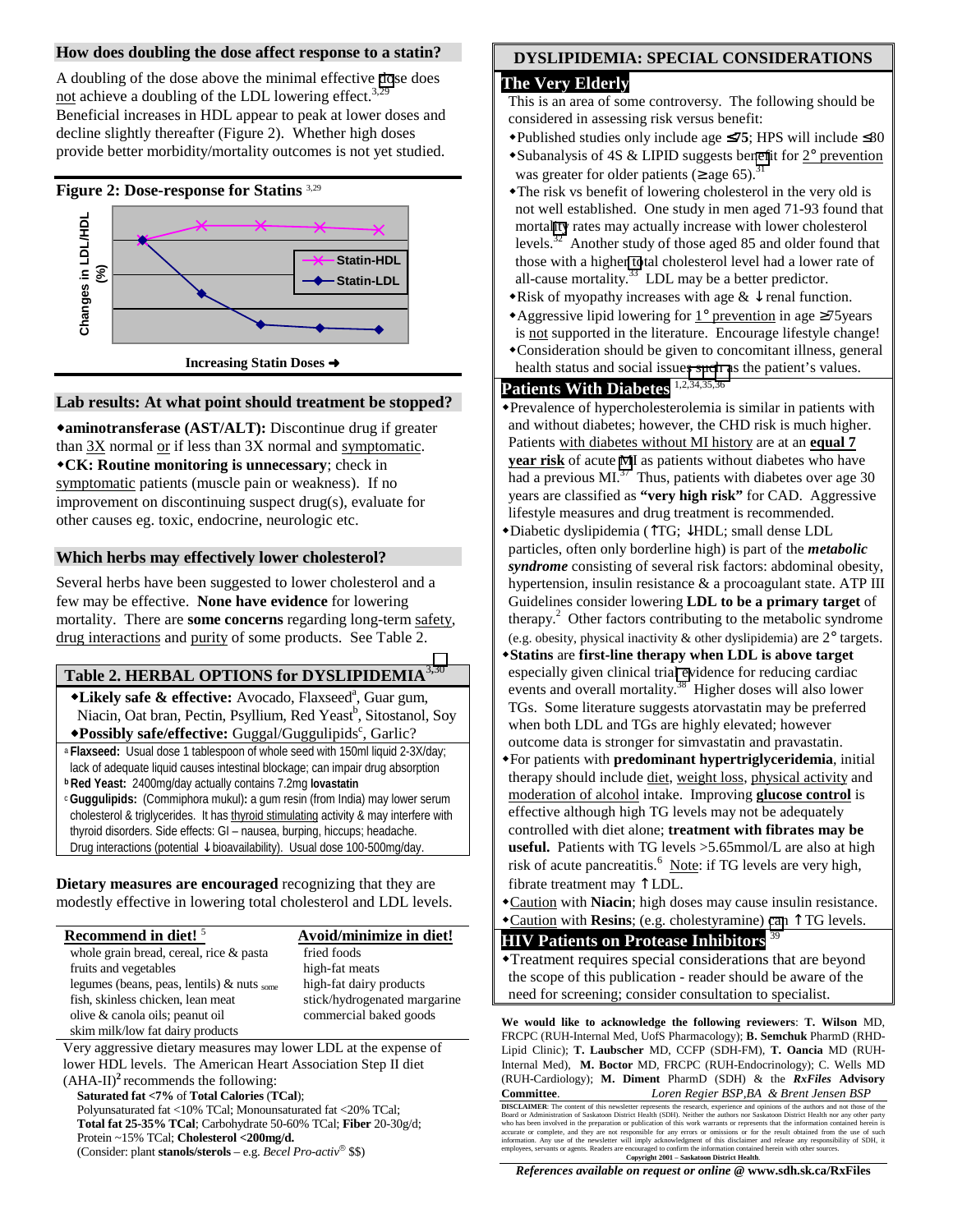## How does doubling the dose affect response to a statin?

A doubling of the dose above the minimal effective dose does not achieve a doubling of the LDL lowering effect.[3,29] Beneficial increases in HDL appear to peak at lower doses and decline slightly thereafter (Figure 2). Whether high doses provide better morbidity/mortality outcomes is not yet studied.

**Figure 2: Dose-response for Statins** [3,29]

Changes in LDL/HDL (%) — Statin-HDL, Statin-LDL

Increasing Statin Doses ➔

## Lab results: At what point should treatment be stopped?

- **aminotransferase (AST/ALT):** Discontinue drug if greater than 3X normal or if less than 3X normal and symptomatic.
- **CK: Routine monitoring is unnecessary**; check in symptomatic patients (muscle pain or weakness). If no improvement on discontinuing suspect drug(s), evaluate for other causes eg. toxic, endocrine, neurologic etc.

## Which herbs may effectively lower cholesterol?

Several herbs have been suggested to lower cholesterol and a few may be effective. **None have evidence** for lowering mortality. There are **some concerns** regarding long-term safety, drug interactions and purity of some products. See Table 2.

### Table 2. HERBAL OPTIONS for DYSLIPIDEMIA [3,30]

- **Likely safe & effective:** Avocado, Flaxseed[a], Guar gum, Niacin, Oat bran, Pectin, Psyllium, Red Yeast[b], Sitostanol, Soy
- **Possibly safe/effective:** Guggal/Guggulipids[c], Garlic?

[a] **Flaxseed:** Usual dose 1 tablespoon of whole seed with 150ml liquid 2-3X/day; lack of adequate liquid causes intestinal blockage; can impair drug absorption

[b] **Red Yeast:** 2400mg/day actually contains 7.2mg **lovastatin**

[c] **Guggulipids:** (Commiphora mukul)**:** a gum resin (from India) may lower serum cholesterol & triglycerides. It has thyroid stimulating activity & may interfere with thyroid disorders. Side effects: GI – nausea, burping, hiccups; headache. Drug interactions (potential ↓bioavailability). Usual dose 100-500mg/day.

**Dietary measures are encouraged** recognizing that they are modestly effective in lowering total cholesterol and LDL levels.

| Recommend in diet! [5] | Avoid/minimize in diet! |
|---|---|
| whole grain bread, cereal, rice & pasta | fried foods |
| fruits and vegetables | high-fat meats |
| legumes (beans, peas, lentils) & nuts (some) | high-fat dairy products |
| fish, skinless chicken, lean meat | stick/hydrogenated margarine |
| olive & canola oils; peanut oil | commercial baked goods |
| skim milk/low fat dairy products | |

Very aggressive dietary measures may lower LDL at the expense of lower HDL levels. The American Heart Association Step II diet (AHA-II)[2] recommends the following:

**Saturated fat <7%** of **Total Calories** (**TCal**);
Polyunsaturated fat <10% TCal; Monounsaturated fat <20% TCal;
**Total fat 25-35% TCal**; Carbohydrate 50-60% TCal; **Fiber** 20-30g/d;
Protein ~15% TCal; **Cholesterol <200mg/d.**
(Consider: plant **stanols/sterols** – e.g. *Becel Pro-activ*® $$)

## DYSLIPIDEMIA: SPECIAL CONSIDERATIONS

### The Very Elderly

This is an area of some controversy. The following should be considered in assessing risk versus benefit:

- Published studies only include age ≤75; HPS will include ≤80
- Subanalysis of 4S & LIPID suggests benefit for 2° prevention was greater for older patients (≥age 65).[31]
- The risk vs benefit of lowering cholesterol in the very old is not well established. One study in men aged 71-93 found that mortality rates may actually increase with lower cholesterol levels.[32] Another study of those aged 85 and older found that those with a higher total cholesterol level had a lower rate of all-cause mortality.[33] LDL may be a better predictor.
- Risk of myopathy increases with age & ↓renal function.
- Aggressive lipid lowering for 1° prevention in age ≥75years is not supported in the literature. Encourage lifestyle change!
- Consideration should be given to concomitant illness, general health status and social issues such as the patient's values.

### Patients With Diabetes [1,2,34,35,36]

- Prevalence of hypercholesterolemia is similar in patients with and without diabetes; however, the CHD risk is much higher. Patients with diabetes without MI history are at an **equal 7 year risk** of acute MI as patients without diabetes who have had a previous MI.[37] Thus, patients with diabetes over age 30 years are classified as **"very high risk"** for CAD. Aggressive lifestyle measures and drug treatment is recommended.
- Diabetic dyslipidemia (↑TG; ↓HDL; small dense LDL particles, often only borderline high) is part of the ***metabolic syndrome*** consisting of several risk factors: abdominal obesity, hypertension, insulin resistance & a procoagulant state. ATP III Guidelines consider lowering **LDL to be a primary target** of therapy.[2] Other factors contributing to the metabolic syndrome (e.g. obesity, physical inactivity & other dyslipidemia) are 2° targets.
- **Statins** are **first-line therapy when LDL is above target** especially given clinical trial evidence for reducing cardiac events and overall mortality.[38] Higher doses will also lower TGs. Some literature suggests atorvastatin may be preferred when both LDL and TGs are highly elevated; however outcome data is stronger for simvastatin and pravastatin.
- For patients with **predominant hypertriglyceridemia**, initial therapy should include diet, weight loss, physical activity and moderation of alcohol intake. Improving **glucose control** is effective although high TG levels may not be adequately controlled with diet alone; **treatment with fibrates may be useful.** Patients with TG levels >5.65mmol/L are also at high risk of acute pancreatitis.[6] Note: if TG levels are very high, fibrate treatment may ↑LDL.
- Caution with **Niacin**; high doses may cause insulin resistance.
- Caution with **Resins**; (e.g. cholestyramine) can ↑TG levels.

### HIV Patients on Protease Inhibitors [39]

- Treatment requires special considerations that are beyond the scope of this publication - reader should be aware of the need for screening; consider consultation to specialist.

**We would like to acknowledge the following reviewers**: **T. Wilson** MD, FRCPC (RUH-Internal Med, UofS Pharmacology); **B. Semchuk** PharmD (RHD-Lipid Clinic); **T. Laubscher** MD, CCFP (SDH-FM), **T. Oancia** MD (RUH-Internal Med), **M. Boctor** MD, FRCPC (RUH-Endocrinology); C. Wells MD (RUH-Cardiology); **M. Diment** PharmD (SDH) & the ***RxFiles* Advisory Committee**. *Loren Regier BSP,BA & Brent Jensen BSP*

**DISCLAIMER**: The content of this newsletter represents the research, experience and opinions of the authors and not those of the Board or Administration of Saskatoon District Health (SDH). Neither the authors nor Saskatoon District Health nor any other party who has been involved in the preparation or publication of this work warrants or represents that the information contained herein is accurate or complete, and they are not responsible for any errors or omissions or for the result obtained from the use of such information. Any use of the newsletter will imply acknowledgment of this disclaimer and release any responsibility of SDH, it employees, servants or agents. Readers are encouraged to confirm the information contained herein with other sources.
**Copyright 2001 – Saskatoon District Health.**

*References available on request or online @ www.sdh.sk.ca/RxFiles*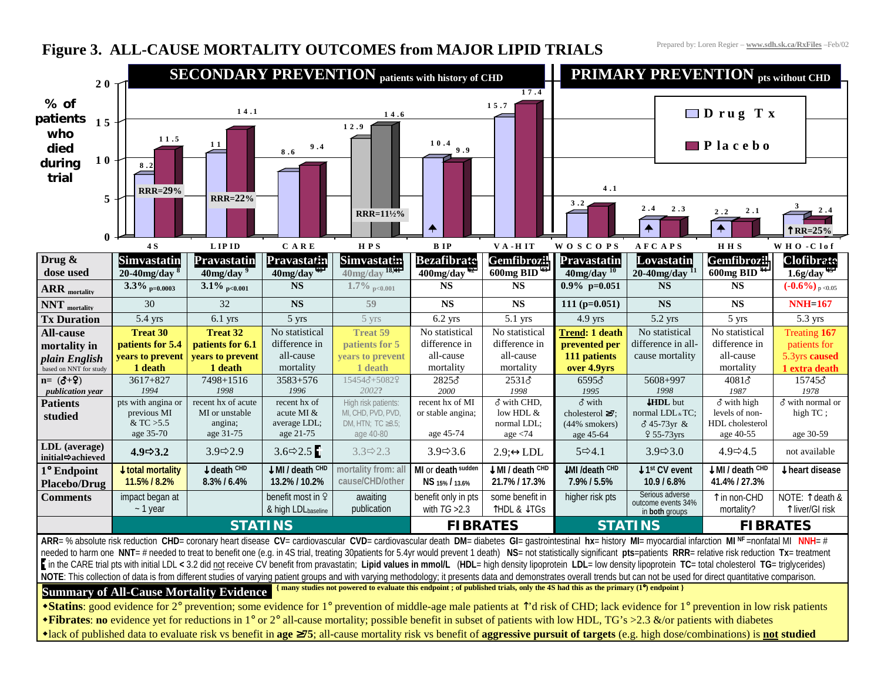# Figure 3. ALL-CAUSE MORTALITY OUTCOMES from MAJOR LIPID TRIALS

Prepared by: Loren Regier – www.sdh.sk.ca/RxFiles –Feb/02

**% of patients who died during trial** (Drug Tx / Placebo)

| | SECONDARY PREVENTION patients with history of CHD | | | | | | PRIMARY PREVENTION pts without CHD | | | |
|---|---|---|---|---|---|---|---|---|---|---|
| Trial | 4S | LIPID | CARE | HPS | BIP | VA-HIT | WOSCOPS | AFCAPS | HHS | WHO-Clof |
| Drug Tx | 8.2 | 11 | 8.6 | 12.9 | 10.4 | 15.7 | 3.2 | 2.4 | 2.2 | 3 |
| Placebo | 11.5 | 14.1 | 9.4 | 14.6 | 9.9 | 17.4 | 4.1 | 2.3 | 2.1 | 2.4 |
| | RRR=29% | RRR=22% | | RRR=11½% | ↑ | | | ↑ | ↑ | ↑RR=25% |

| | 4S | LIPID | CARE | HPS | BIP | VA-HIT | WOSCOPS | AFCAPS | HHS | WHO-Clof |
|---|---|---|---|---|---|---|---|---|---|---|
| **Drug & dose used** | **Simvastatin** 20-40mg/day [8] | **Pravastatin** 40mg/day [9] | **Pravastatin** 40mg/day [40] | **Simvastatin** 40mg/day [18,41] | **Bezafibrate** 400mg/day [42] | **Gemfibrozil** 600mg BID [43] | **Pravastatin** 40mg/day [10] | **Lovastatin** 20-40mg/day [11] | **Gemfibrozil** 600mg BID [44] | **Clofibrate** 1.6g/day [45] |
| **ARR** mortality | 3.3% $p=0.0003$ | 3.1% $p<0.001$ | NS | 1.7% $p<0.001$ | NS | NS | 0.9% p=0.051 | NS | NS | (-0.6%) $p<0.05$ |
| **NNT** mortality | 30 | 32 | NS | 59 | NS | NS | 111 (p=0.051) | NS | NS | NNH=167 |
| **Tx Duration** | 5.4 yrs | 6.1 yrs | 5 yrs | 5 yrs | 6.2 yrs | 5.1 yrs | 4.9 yrs | 5.2 yrs | 5 yrs | 5.3 yrs |
| **All-cause mortality in *plain English*** (based on NNT for study) | **Treat 30 patients for 5.4 years to prevent 1 death** | **Treat 32 patients for 6.1 years to prevent 1 death** | No statistical difference in all-cause mortality | **Treat 59 patients for 5 years to prevent 1 death** | No statistical difference in all-cause mortality | No statistical difference in all-cause mortality | **Trend: 1 death prevented per 111 patients over 4.9yrs** | No statistical difference in all-cause mortality | No statistical difference in all-cause mortality | **Treating 167 patients for 5.3yrs caused 1 extra death** |
| **n= (♂+♀)** *publication year* | 3617+827 *1994* | 7498+1516 *1998* | 3583+576 *1996* | 15454♂+5082♀ *2002?* | 2825♂ *2000* | 2531♂ *1998* | 6595♂ *1995* | 5608+997 *1998* | 4081♂ *1987* | 15745♂ *1978* |
| **Patients studied** | pts with angina or previous MI & TC >5.5 age 35-70 | recent hx of acute MI or unstable angina; age 31-75 | recent hx of acute MI & average LDL; age 21-75 | High risk patients: MI, CHD, PVD, PVD, DM, HTN; TC ≥3.5; age 40-80 | recent hx of MI or stable angina; age 45-74 | ♂ with CHD, low HDL & normal LDL; age <74 | ♂ with cholesterol ≥7; (44% smokers) age 45-64 | ↓HDL but normal LDL & TC; ♂ 45-73yr & ♀ 55-73yrs | ♂ with high levels of non-HDL cholesterol age 40-55 | ♂ with normal or high TC; age 30-59 |
| **LDL (average)** initial⇨achieved | **4.9⇨3.2** | 3.9⇨2.9 | 3.6⇨2.5 ▮ | 3.3⇨2.3 | 3.9⇨3.6 | 2.9;↔ LDL | 5⇨4.1 | 3.9⇨3.0 | 4.9⇨4.5 | not available |
| **1° Endpoint** Placebo/Drug | ↓total mortality 11.5% / 8.2% | ↓death CHD 8.3% / 6.4% | ↓MI / death CHD 13.2% / 10.2% | mortality from: all cause/CHD/other | MI or death sudden NS 15% / 13.6% | ↓MI / death CHD 21.7% / 17.3% | ↓MI /death CHD 7.9% / 5.5% | ↓1st CV event 10.9 / 6.8% | ↓MI / death CHD 41.4% / 27.3% | ↓heart disease |
| **Comments** | impact began at ~ 1 year | | benefit most in ♀ & high LDL baseline | awaiting publication | benefit only in pts with TG >2.3 | some benefit in ↑HDL & ↓TGs | higher risk pts | Serious adverse outcome events 34% in **both** groups | ↑in non-CHD mortality? | NOTE: ↑death & ↑liver/GI risk |
| | **STATINS** | | | | **FIBRATES** | | **STATINS** | | **FIBRATES** | |

**ARR**= % absolute risk reduction **CHD**= coronary heart disease **CV**= cardiovascular **CVD**= cardiovascular death **DM**= diabetes **GI**= gastrointestinal **hx**= history **MI**= myocardial infarction **MI NF**=nonfatal MI **NNH**= # needed to harm one **NNT**= # needed to treat to benefit one (e.g. in 4S trial, treating 30patients for 5.4yr would prevent 1 death) **NS**= not statistically significant **pts**=patients **RRR**= relative risk reduction **Tx**= treatment
▮ in the CARE trial pts with initial LDL < 3.2 did not receive CV benefit from pravastatin; **Lipid values in mmol/L** (**HDL**= high density lipoprotein **LDL**= low density lipoprotein **TC**= total cholesterol **TG**= triglycerides)
**NOTE**: This collection of data is from different studies of varying patient groups and with varying methodology; it presents data and demonstrates overall trends but can not be used for direct quantitative comparison.

## Summary of All-Cause Mortality Evidence

{ many studies not powered to evaluate this endpoint ; of published trials, only the 4S had this as the primary (1°) endpoint }

- **Statins**: good evidence for 2° prevention; some evidence for 1° prevention of middle-age male patients at ↑'d risk of CHD; lack evidence for 1° prevention in low risk patients
- **Fibrates**: **no** evidence yet for reductions in 1° or 2° all-cause mortality; possible benefit in subset of patients with low HDL, TG's >2.3 &/or patients with diabetes
- lack of published data to evaluate risk vs benefit in **age ≥75**; all-cause mortality risk vs benefit of **aggressive pursuit of targets** (e.g. high dose/combinations) is **not studied**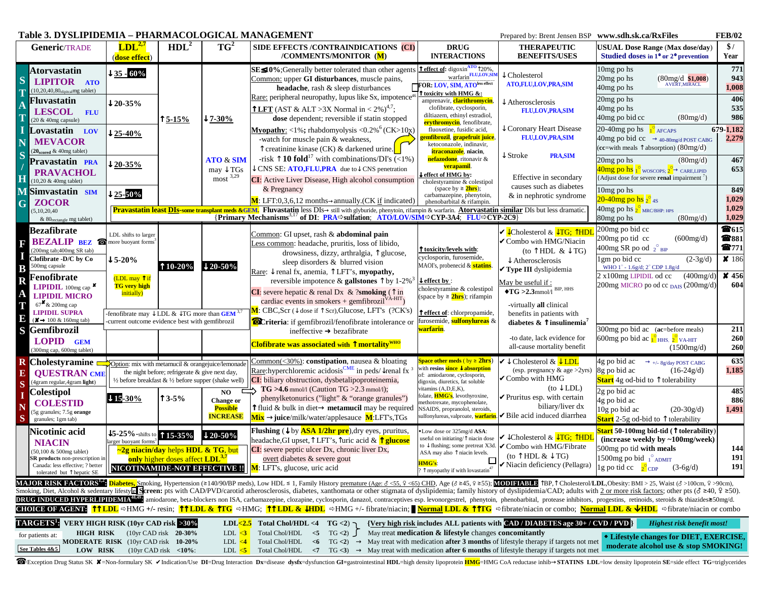# Table 3. DYSLIPIDEMIA – PHARMACOLOGICAL MANAGEMENT

Prepared by: Brent Jensen BSP www.sdh.sk.ca/RxFiles FEB/02

| Class | Generic/TRADE | LDL[2,7] (dose effect) | HDL[2] | TG[2] | SIDE EFFECTS /CONTRAINDICATIONS (CI) /COMMENTS/MONITOR (M) | DRUG INTERACTIONS | THERAPEUTIC BENEFITS/USES | USUAL Dose Range (Max dose/day) Studied doses in 1° or 2° prevention | $ / Year |
|---|---|---|---|---|---|---|---|---|---|
| STATINS / HMG | **Atorvastatin** LIPITOR ATO (10,20,40,80 elliptical mg tablet) | ↓35 - 60% | ↑5-15% | ↓7-30% (ATO & SIM may ↓TGs most[3,29]) | SE ≤10%; Generally better tolerated than other agents. Common: upper GI disturbances, muscle pains, headache, rash & sleep disturbances. Rare: peripheral neuropathy, lupus like Sx, impotence[46]. ↑LFT (AST & ALT >3X Normal in < 2%)[4,7]; dose dependent; reversible if statin stopped. Myopathy: <1%; rhabdomyolysis <0.2%[6] (CK>10x) -watch for muscle pain & weakness, ↑creatinine kinase (CK) & darkened urine. -risk ↑10 fold[17] with combinations/DI's (<1%). ↓CNS SE: ATO,FLU,PRA due to ↓CNS penetration. CI: Active Liver Disease, High alcohol consumption & Pregnancy. M: LFT:0,3,6,12 months→annually.(CK if indicated) | ↑effect of: digoxin[ATO] ↑20%, warfarin[FLU,LOV,SIM]. FOR: LOV, SIM, ATO[less effect] ↑toxicity with HMG &: amprenavir, clarithromycin, clofibrate, cyclosporin, diltiazem, ethinyl estradiol, erythromycin, fenofibrate, fluoxetine, fusidic acid, gemfibrozil, grapefruit juice, ketoconazole, indinavir, itraconazole, niacin, nefazodone, ritonavir & verapamil. ↓effect of HMG by: cholestyramine & colestipol (space by ≥ 2hrs); carbamazepine, phenytoin, phenobarbital & rifampin. | ↓Cholesterol ATO,FLU,LOV,PRA,SIM; ↓Atherosclerosis FLU,LOV,PRA,SIM; ↓Coronary Heart Disease FLU,LOV,PRA,SIM; ↓Stroke PRA,SIM. Effective in secondary causes such as diabetes & in nephrotic syndrome | 10mg po hs; 20mg po hs (80mg/d $1,008) AVERT,MIRACL; 40mg po hs | 771; 943; 1,008 |
| | **Fluvastatin** LESCOL FLU (20 & 40mg capsule) | ↓20-35% | | | | | | 20mg po hs; 40mg po hs; 40mg po bid cc (80mg/d) | 406; 535; 986 |
| | **Lovastatin** LOV MEVACOR (20 scored & 40mg tablet) | ↓25-40% | | | | | | 20-40mg po hs 1° AFCAPS; 40mg po bid cc → 40-80mg/d POST CABG (cc=with meals ↑absorption) (80mg/d) | 679-1,182; 2,279 |
| | **Pravastatin** PRA PRAVACHOL (10,20 & 40mg tablet) | ↓20-35% | | | | | | 20mg po hs (80mg/d); 40mg po hs 1° WOSCOPS; 2° → CARE,LIPID {Adjust dose for severe renal impairment[7]} | 467; 653 |
| | **Simvastatin** SIM ZOCOR (5,10,20,40 & 80 rectangle mg tablet) | ↓25-50% | | | | | | 10mg po hs; 20-40mg po hs 2° 4S; 40mg po hs 2° MRC/BHP: HPS; 80mg po hs (80mg/d) | 849; 1,029; 1,029; 1,029 |

**Pravastatin least DIs**-some transplant meds &GEM. **Fluvastatin** less DIs→ still with glyburide, phenytoin, rifampin & warfarin. **Atorvastatin similar** DIs but less dramatic. {**Primary Mechanisms**[3,17] **of DI**: PRA⇨sulfation; ATO/LOV/SIM⇨CYP-3A4; FLU⇨CYP-2C9}

| Class | Generic/TRADE | LDL | HDL | TG | SIDE EFFECTS /CONTRAINDICATIONS (CI) /COMMENTS/MONITOR (M) | DRUG INTERACTIONS | THERAPEUTIC BENEFITS/USES | USUAL Dose Range | $ / Year |
|---|---|---|---|---|---|---|---|---|---|
| FIBRATES | **Bezafibrate** BEZALIP BEZ ☎ (200mg tab;400mg SR tab) | LDL shifts to larger more buoyant forms[3] | ↑10-20% | ↓20-50% | Common: GI upset, rash & abdominal pain. Less common: headache, pruritis, loss of libido, drowsiness, dizzy, arthralgia, ↑glucose, sleep disorders & blurred vision. Rare: ↓renal fx, anemia, ↑LFT's, myopathy, reversible impotence & gallstones ↑by 1-2%[3]. CI: severe hepatic & renal Dx & ?smoking (↑in cardiac events in smokers + gemfibrozil[VA-HIT]). M: CBC,Scr (↓dose if ↑Scr),Glucose, LFT's (?CK's). ☎Criteria: if gemfibrozil/fenofibrate intolerance or ineffective ➜ bezafibrate. Clofibrate was associated with ↑mortality[WHO] | ↑toxicity/levels with: cyclosporin, furosemide, MAOI's, probenecid & statins. ↓effect by: cholestyramine & colestipol (space by ≥ 2hrs); rifampin. ↑effect of: chlorpropamide, furosemide, sulfonylureas & warfarin. | ✔↓Cholesterol & ↓TG; ↑HDL. ✔Combo with HMG/Niacin (to ↑HDL & ↓TG). ↓Atherosclerosis. ✔Type III dyslipidemia. May be useful if: ♦TG >2.3mmol/l BIP, HHS -virtually all clinical benefits with diabetes & ↑insulinemia[7]. -to date, lack evidence for all-cause mortality benefit | 200mg po bid cc; 200mg po tid cc (600mg/d); 400mg SR po od 2° BIP | ☎615; ☎881; ☎771 |
| | **Clofibrate -D/C by Co** 500mg capsule | ↓5-20% | | | | | | 1gm po bid cc (2-3g/d) WHO 1° - 1.6g/d; 2° CDP 1.8g/d | ✘ 186 |
| | **Fenofibrate** LIPIDIL 100mg cap ✘; LIPIDIL MICRO 67✘ & 200mg cap; LIPIDIL SUPRA (✘→ 100 & 160mg tab) | (LDL may ↑if TG very high initially) | | | | | | 2 x100mg LIPIDIL od cc (400mg/d); 200mg MICRO po od cc DAIS (200mg/d) | ✘ 456; 604 |
| | **Gemfibrozil** LOPID GEM (300mg cap, 600mg tablet) | -fenofibrate may ↓LDL & ↓TG more than GEM[3,7]; -current outcome evidence best with gemfibrozil | | | | | | 300mg po bid ac (ac=before meals); 600mg po bid ac 1° HHS, 2° VA-HIT (1500mg/d) | 211; 260; 260 |
| RESINS | **Cholestyramine** QUESTRAN CME (4gram regular,4gram light) | Option: mix with metamucil & orangejuice/lemonade the night before; refrigerate & give next day, ½ before breakfast & ½ before supper (shake well). ↓15-30% | ↑3-5% | NO Change or Possible INCREASE | Common(<30%): constipation, nausea & bloating. Rare: hyperchloremic acidosis[CME] in peds/ ↓renal fx[3]. CI: biliary obstruction, dysbetalipoproteinemia, TG >4.6 mmol/l (Caution TG >2.3 mmol/l); phenylketonurics ("light" & "orange granules"). ↑fluid & bulk in diet→ metamucil may be required. Mix → juice/milk/water/applesauce M:LFT's,TGs | Space other meds (by ≥ 2hrs) with resins since ↓absorption of: amiodarone, cyclosporin, digoxin, diuretics, fat soluble vitamins (A,D,E,K), folate, HMG's, levothyroxine, methotrexate, mycophenolate, NSAIDS, propranolol, steroids, sulfonylureas, valproate, warfarin. | ✔↓Cholesterol & ↓LDL (esp. pregnancy & age >2yrs). ✔Combo with HMG (to ↓LDL). ✔Pruritus esp. with certain biliary/liver dx. ✔Bile acid induced diarrhea | 4g po bid ac → +/- 8g/day POST CABG; 8g po bid ac (16-24g/d); Start 4g od-bid to ↑tolerability | 635; 1,185 |
| | **Colestipol** COLESTID (5g granules; 7.5g orange granules; 1gm tab) | | | | | | | 2g po bid ac; 4g po bid ac; 10g po bid ac (20-30g/d); Start 2-5g od-bid to ↑tolerability | 485; 886; 1,491 |
| | **Nicotinic acid** NIACIN (50,100 & 500mg tablet) SR products non-prescription in Canada: less effective; ? better tolerated but ↑hepatic SE | ↓5-25% -shifts to larger buoyant forms[3]. ~2g niacin/day helps HDL & TG, but only higher doses affect LDL[3,7]. NICOTINAMIDE-NOT EFFECTIVE !! | ↑15-35% | ↓20-50% | Flushing (↓by ASA 1/2hr pre),dry eyes, pruritus, headache,GI upset, ↑LFT's, ↑uric acid & ↑glucose. CI: severe peptic ulcer Dx, chronic liver Dx, overt diabetes & severe gout. M: LFT's, glucose, uric acid | •Low dose or 325mg/d ASA: useful on initiating/↑niacin dose to ↓flushing; some pretreat X3d. ASA may also ↑niacin levels. HMG's: ? ↑myopathy if with lovastatin[47] | ✔ ↓Cholesterol & ↓TG; ↑HDL. ✔Combo with HMG/Fibrate (to ↑HDL & ↓TG). ✔Niacin deficiency (Pellagra) | Start 50-100mg bid-tid (↑tolerability) (increase weekly by ~100mg/week); 500mg po tid with meals; 1500mg po bid 1° ADMIT; 1g po tid cc 2° CDP (3-6g/d) | 144; 191; 191 |

**MAJOR RISK FACTORS**[1,7]: **Diabetes,** Smoking, Hypertension (≥140/90/BP meds), Low HDL ≤ 1, Family History premature (Age: ♂ <55, ♀ <65) CHD, Age (♂ ≥45, ♀ ≥55); **MODIFIABLE** ↑BP,↑Cholesterol/**LDL**,Obesity: BMI > 25, Waist (♂ >100cm, ♀ >90cm), Smoking, Diet, Alcohol & sedentary lifestyle. **Screen:** pts with CAD/PVD/carotid atherosclerosis, diabetes, xanthomata or other stigmata of dyslipidemia; family history of dyslipidemia/CAD; adults with 2 or more risk factors; other pts (♂ ≥40, ♀ ≥50).

**DRUG INDUCED HYPERLIPIDEMIA**[48,49]: amiodarone, beta-blockers non ISA, carbamazepine, clozapine, cyclosporin, danazol, contraceptives esp. levonorgestrel, phenytoin, phenobarbital, protease inhibitors, progestins, retinoids, steroids & thiazides≥50mg/d.

**CHOICE OF AGENT:** **↑↑LDL** ⇨HMG +/- resin; **↑↑LDL & ↑TG** ⇨HMG; **↑↑LDL & ↓HDL** ⇨HMG +/- fibrate/niacin; **Normal LDL & ↑↑TG** ⇨fibrate/niacin or combo; **Normal LDL & ↓HDL** ⇨fibrate/niacin or combo

| TARGETS[1]: | Risk | 10yr CAD risk | LDL | Total Chol/HDL | TG | |
|---|---|---|---|---|---|---|
| for patients at: | VERY HIGH RISK | >30% | <2.5 | <4 | <2 | {Very high risk includes ALL patients with CAD / DIABETES age 30+ / CVD / PVD} |
| | HIGH RISK | 20-30% | <3 | <5 | <2 | May treat medication & lifestyle changes concomitantly |
| | MODERATE RISK | 10-20% | <4 | <6 | <2 | → May treat with medication after 3 months of lifestyle therapy if targets not met |
| See Tables 4&5 | LOW RISK | <10% | <5 | <7 | <3 | → May treat with medication after 6 months of lifestyle therapy if targets not met |

*Highest risk benefit most!*

♦ **Lifestyle changes for DIET, EXERCISE, moderate alcohol use & stop SMOKING!**

☎Exception Drug Status SK ✘=Non-formulary SK ✔Indication/Use DI=Drug Interaction Dx=disease dysfx=dysfunction GI=gastrointestinal HDL=high density lipoprotein HMG=HMG CoA reductase inhib→STATINS LDL=low density lipoprotein SE=side effect TG=triglycerides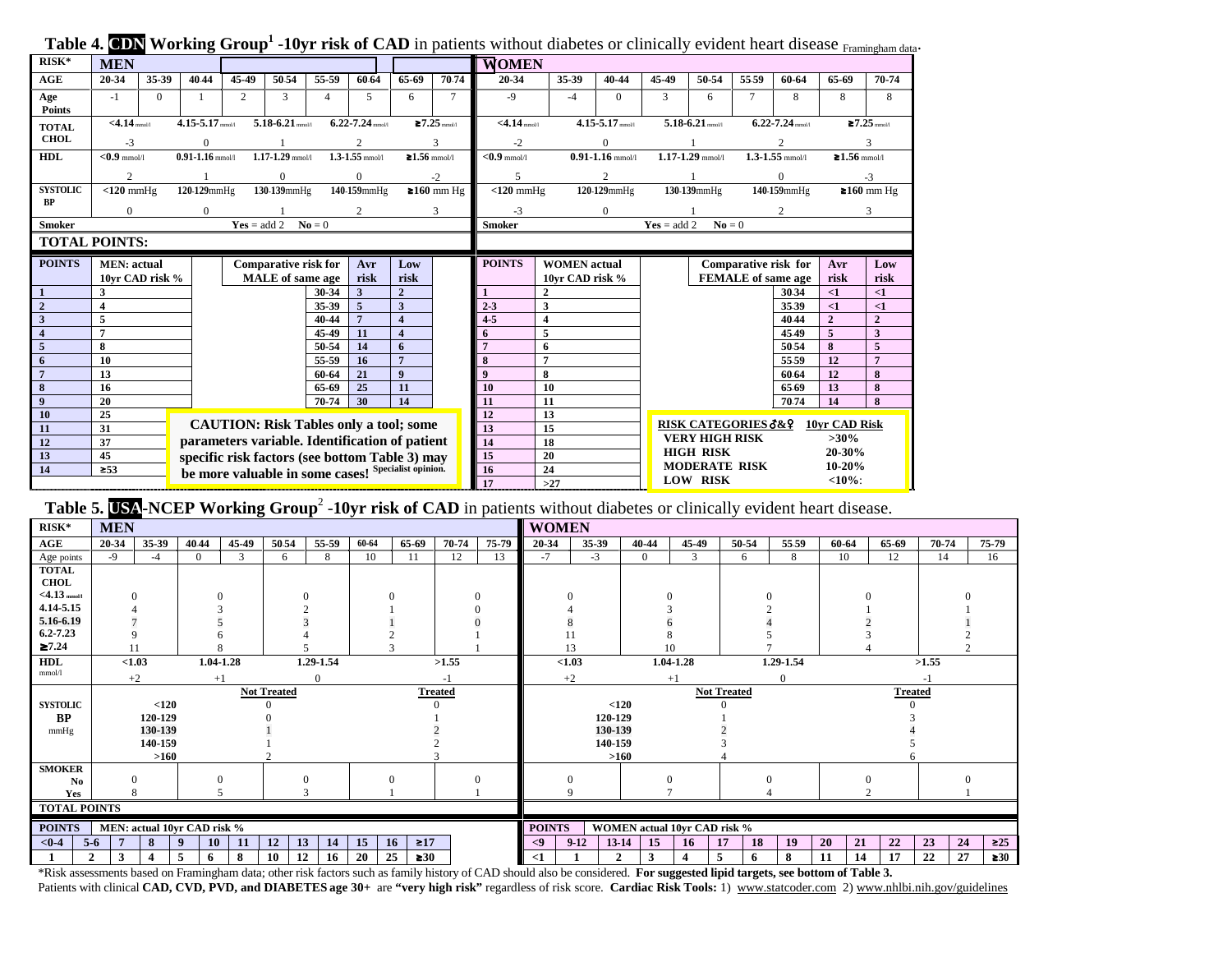## Table 4. CDN Working Group[1] -10yr risk of CAD in patients without diabetes or clinically evident heart disease Framingham data.

| RISK* | MEN | | | | | | | | | WOMEN | | | | | | | | |
|---|---|---|---|---|---|---|---|---|---|---|---|---|---|---|---|---|---|---|
| AGE | 20-34 | 35-39 | 40-44 | 45-49 | 50-54 | 55-59 | 60-64 | 65-69 | 70-74 | 20-34 | 35-39 | 40-44 | 45-49 | 50-54 | 55-59 | 60-64 | 65-69 | 70-74 |
| Age Points | -1 | 0 | 1 | 2 | 3 | 4 | 5 | 6 | 7 | -9 | -4 | 0 | 3 | 6 | 7 | 8 | 8 | 8 |
| TOTAL CHOL | <4.14 mmol/l: -3 | 4.15-5.17 mmol/l: 0 | 5.18-6.21 mmol/l: 1 | 6.22-7.24 mmol/l: 2 | ≥7.25 mmol/l: 3 | | | | | <4.14 mmol/l: -2 | 4.15-5.17 mmol/l: 0 | 5.18-6.21 mmol/l: 1 | 6.22-7.24 mmol/l: 2 | ≥7.25 mmol/l: 3 | | | | |
| HDL | <0.9 mmol/l: 2 | 0.91-1.16 mmol/l: 1 | 1.17-1.29 mmol/l: 0 | 1.3-1.55 mmol/l: 0 | ≥1.56 mmol/l: -2 | | | | | <0.9 mmol/l: 5 | 0.91-1.16 mmol/l: 2 | 1.17-1.29 mmol/l: 1 | 1.3-1.55 mmol/l: 0 | ≥1.56 mmol/l: -3 | | | | |
| SYSTOLIC BP | <120 mmHg: 0 | 120-129mmHg: 0 | 130-139mmHg: 1 | 140-159mmHg: 2 | ≥160 mm Hg: 3 | | | | | <120 mmHg: -3 | 120-129mmHg: 0 | 130-139mmHg: 1 | 140-159mmHg: 2 | ≥160 mm Hg: 3 | | | | |
| Smoker | Yes = add 2 No = 0 | | | | | | | | | Yes = add 2 No = 0 | | | | | | | | |
| TOTAL POINTS: | | | | | | | | | | | | | | | | | | |

| POINTS | MEN: actual 10yr CAD risk % | Comparative risk for MALE of same age | Avr risk | Low risk |
|---|---|---|---|---|
| 1 | 3 | 30-34 | 3 | 2 |
| 2 | 4 | 35-39 | 5 | 3 |
| 3 | 5 | 40-44 | 7 | 4 |
| 4 | 7 | 45-49 | 11 | 4 |
| 5 | 8 | 50-54 | 14 | 6 |
| 6 | 10 | 55-59 | 16 | 7 |
| 7 | 13 | 60-64 | 21 | 9 |
| 8 | 16 | 65-69 | 25 | 11 |
| 9 | 20 | 70-74 | 30 | 14 |
| 10 | 25 | | | |
| 11 | 31 | | | |
| 12 | 37 | | | |
| 13 | 45 | | | |
| 14 | ≥53 | | | |

**CAUTION: Risk Tables only a tool; some parameters variable. Identification of patient specific risk factors (see bottom Table 3) may be more valuable in some cases!** Specialist opinion.

| POINTS | WOMEN actual 10yr CAD risk % | Comparative risk for FEMALE of same age | Avr risk | Low risk |
|---|---|---|---|---|
| 1 | 2 | 30-34 | <1 | <1 |
| 2-3 | 3 | 35-39 | <1 | <1 |
| 4-5 | 4 | 40-44 | 2 | 2 |
| 6 | 5 | 45-49 | 5 | 3 |
| 7 | 6 | 50-54 | 8 | 5 |
| 8 | 7 | 55-59 | 12 | 7 |
| 9 | 8 | 60-64 | 12 | 8 |
| 10 | 10 | 65-69 | 13 | 8 |
| 11 | 11 | 70-74 | 14 | 8 |
| 12 | 13 | | | |
| 13 | 15 | | | |
| 14 | 18 | | | |
| 15 | 20 | | | |
| 16 | 24 | | | |
| 17 | >27 | | | |

| RISK CATEGORIES ♂&♀ | 10yr CAD Risk |
|---|---|
| VERY HIGH RISK | >30% |
| HIGH RISK | 20-30% |
| MODERATE RISK | 10-20% |
| LOW RISK | <10%: |

## Table 5. USA-NCEP Working Group[2] -10yr risk of CAD in patients without diabetes or clinically evident heart disease.

**MEN**

| RISK* | 20-34 | 35-39 | 40-44 | 45-49 | 50-54 | 55-59 | 60-64 | 65-69 | 70-74 | 75-79 |
|---|---|---|---|---|---|---|---|---|---|---|
| Age points | -9 | -4 | 0 | 3 | 6 | 8 | 10 | 11 | 12 | 13 |
| TOTAL CHOL <4.13 mmol/l | 0 | | 0 | | 0 | | 0 | | 0 | |
| 4.14-5.15 | 4 | | 3 | | 2 | | 1 | | 0 | |
| 5.16-6.19 | 7 | | 5 | | 3 | | 1 | | 0 | |
| 6.2-7.23 | 9 | | 6 | | 4 | | 2 | | 1 | |
| ≥7.24 | 11 | | 8 | | 5 | | 3 | | 1 | |
| HDL mmol/l | <1.03: +2 | | 1.04-1.28: +1 | | 1.29-1.54: 0 | | >1.55: -1 | | | |
| SYSTOLIC BP mmHg | | | | | Not Treated | | | | Treated | |
| <120 | | | | | 0 | | | | 0 | |
| 120-129 | | | | | 0 | | | | 1 | |
| 130-139 | | | | | 1 | | | | 2 | |
| 140-159 | | | | | 1 | | | | 2 | |
| >160 | | | | | 2 | | | | 3 | |
| SMOKER No | 0 | | 0 | | 0 | | 0 | | 0 | |
| Yes | 8 | | 5 | | 3 | | 1 | | 1 | |
| TOTAL POINTS | | | | | | | | | | |

**WOMEN**

| RISK* | 20-34 | 35-39 | 40-44 | 45-49 | 50-54 | 55-59 | 60-64 | 65-69 | 70-74 | 75-79 |
|---|---|---|---|---|---|---|---|---|---|---|
| Age points | -7 | -3 | 0 | 3 | 6 | 8 | 10 | 12 | 14 | 16 |
| TOTAL CHOL <4.13 mmol/l | 0 | | 0 | | 0 | | 0 | | 0 | |
| 4.14-5.15 | 4 | | 3 | | 2 | | 1 | | 1 | |
| 5.16-6.19 | 8 | | 6 | | 4 | | 2 | | 1 | |
| 6.2-7.23 | 11 | | 8 | | 5 | | 3 | | 2 | |
| ≥7.24 | 13 | | 10 | | 7 | | 4 | | 2 | |
| HDL mmol/l | <1.03: +2 | | 1.04-1.28: +1 | | 1.29-1.54: 0 | | >1.55: -1 | | | |
| SYSTOLIC BP mmHg | | | | | Not Treated | | | | Treated | |
| <120 | | | | | 0 | | | | 0 | |
| 120-129 | | | | | 1 | | | | 3 | |
| 130-139 | | | | | 2 | | | | 4 | |
| 140-159 | | | | | 3 | | | | 5 | |
| >160 | | | | | 4 | | | | 6 | |
| SMOKER No | 0 | | 0 | | 0 | | 0 | | 0 | |
| Yes | 9 | | 7 | | 4 | | 2 | | 1 | |
| TOTAL POINTS | | | | | | | | | | |

| POINTS | <0-4 | 5-6 | 7 | 8 | 9 | 10 | 11 | 12 | 13 | 14 | 15 | 16 | ≥17 |
|---|---|---|---|---|---|---|---|---|---|---|---|---|---|
| MEN: actual 10yr CAD risk % | 1 | 2 | 3 | 4 | 5 | 6 | 8 | 10 | 12 | 16 | 20 | 25 | ≥30 |

| POINTS | <9 | 9-12 | 13-14 | 15 | 16 | 17 | 18 | 19 | 20 | 21 | 22 | 23 | 24 | ≥25 |
|---|---|---|---|---|---|---|---|---|---|---|---|---|---|---|
| WOMEN actual 10yr CAD risk % | <1 | 1 | 2 | 3 | 4 | 5 | 6 | 8 | 11 | 14 | 17 | 22 | 27 | ≥30 |

*Risk assessments based on Framingham data; other risk factors such as family history of CAD should also be considered. **For suggested lipid targets, see bottom of Table 3.**

Patients with clinical **CAD, CVD, PVD, and DIABETES age 30+** are **"very high risk"** regardless of risk score. **Cardiac Risk Tools:** 1) www.statcoder.com 2) www.nhlbi.nih.gov/guidelines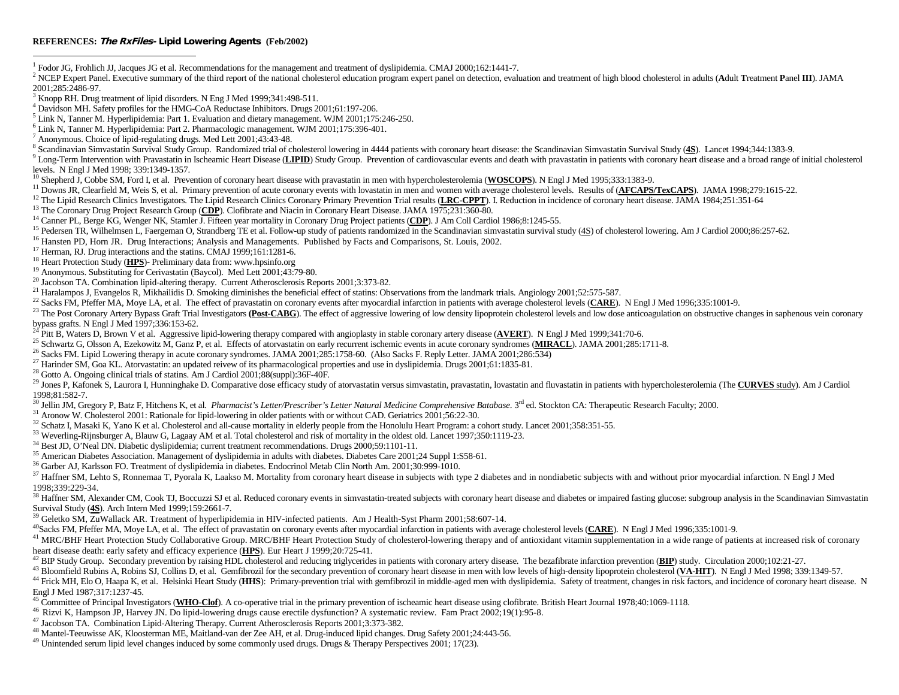**REFERENCES:** ***The RxFiles*- Lipid Lowering Agents (Feb/2002)**

[1] Fodor JG, Frohlich JJ, Jacques JG et al. Recommendations for the management and treatment of dyslipidemia. CMAJ 2000;162:1441-7.

[2] NCEP Expert Panel. Executive summary of the third report of the national cholesterol education program expert panel on detection, evaluation and treatment of high blood cholesterol in adults (**A**dult **T**reatment **P**anel **III**). JAMA 2001;285:2486-97.

[3] Knopp RH. Drug treatment of lipid disorders. N Eng J Med 1999;341:498-511.

[4] Davidson MH. Safety profiles for the HMG-CoA Reductase Inhibitors. Drugs 2001;61:197-206.

[5] Link N, Tanner M. Hyperlipidemia: Part 1. Evaluation and dietary management. WJM 2001;175:246-250.

[6] Link N, Tanner M. Hyperlipidemia: Part 2. Pharmacologic management. WJM 2001;175:396-401.

[7] Anonymous. Choice of lipid-regulating drugs. Med Lett 2001;43:43-48.

[8] Scandinavian Simvastatin Survival Study Group. Randomized trial of cholesterol lowering in 4444 patients with coronary heart disease: the Scandinavian Simvastatin Survival Study (**4S**). Lancet 1994;344:1383-9.

[9] Long-Term Intervention with Pravastatin in Ischeamic Heart Disease (**LIPID**) Study Group. Prevention of cardiovascular events and death with pravastatin in patients with coronary heart disease and a broad range of initial cholesterol levels. N Engl J Med 1998; 339:1349-1357.

[10] Shepherd J, Cobbe SM, Ford I, et al. Prevention of coronary heart disease with pravastatin in men with hypercholesterolemia (**WOSCOPS**). N Engl J Med 1995;333:1383-9.

[11] Downs JR, Clearfield M, Weis S, et al. Primary prevention of acute coronary events with lovastatin in men and women with average cholesterol levels. Results of (**AFCAPS/TexCAPS**). JAMA 1998;279:1615-22.

[12] The Lipid Research Clinics Investigators. The Lipid Research Clinics Coronary Primary Prevention Trial results (**LRC-CPPT**). I. Reduction in incidence of coronary heart disease. JAMA 1984;251:351-64

[13] The Coronary Drug Project Research Group (**CDP**). Clofibrate and Niacin in Coronary Heart Disease. JAMA 1975;231:360-80.

[14] Canner PL, Berge KG, Wenger NK, Stamler J. Fifteen year mortality in Coronary Drug Project patients (**CDP**). J Am Coll Cardiol 1986;8:1245-55.

[15] Pedersen TR, Wilhelmsen L, Faergeman O, Strandberg TE et al. Follow-up study of patients randomized in the Scandinavian simvastatin survival study (4S) of cholesterol lowering. Am J Cardiol 2000;86:257-62.

[16] Hansten PD, Horn JR. Drug Interactions; Analysis and Managements. Published by Facts and Comparisons, St. Louis, 2002.

[17] Herman, RJ. Drug interactions and the statins. CMAJ 1999;161:1281-6.

[18] Heart Protection Study (**HPS**)- Preliminary data from: www.hpsinfo.org

[19] Anonymous. Substituting for Cerivastatin (Baycol). Med Lett 2001;43:79-80.

[20] Jacobson TA. Combination lipid-altering therapy. Current Atherosclerosis Reports 2001;3:373-82.

[21] Haralampos J, Evangelos R, Mikhailidis D. Smoking diminishes the beneficial effect of statins: Observations from the landmark trials. Angiology 2001;52:575-587.

[22] Sacks FM, Pfeffer MA, Moye LA, et al. The effect of pravastatin on coronary events after myocardial infarction in patients with average cholesterol levels (**CARE**). N Engl J Med 1996;335:1001-9.

[23] The Post Coronary Artery Bypass Graft Trial Investigators **(Post-CABG**). The effect of aggressive lowering of low density lipoprotein cholesterol levels and low dose anticoagulation on obstructive changes in saphenous vein coronary bypass grafts. N Engl J Med 1997;336:153-62.

[24] Pitt B, Waters D, Brown V et al. Aggressive lipid-lowering therapy compared with angioplasty in stable coronary artery disease (**AVERT**). N Engl J Med 1999;341:70-6.

[25] Schwartz G, Olsson A, Ezekowitz M, Ganz P, et al. Effects of atorvastatin on early recurrent ischemic events in acute coronary syndromes (**MIRACL**). JAMA 2001;285:1711-8.

[26] Sacks FM. Lipid Lowering therapy in acute coronary syndromes. JAMA 2001;285:1758-60. (Also Sacks F. Reply Letter. JAMA 2001;286:534)

[27] Harinder SM, Goa KL. Atorvastatin: an updated reivew of its pharmacological properties and use in dyslipidemia. Drugs 2001;61:1835-81.

[28] Gotto A. Ongoing clinical trials of statins. Am J Cardiol 2001;88(suppl):36F-40F.

[29] Jones P, Kafonek S, Laurora I, Hunninghake D. Comparative dose efficacy study of atorvastatin versus simvastatin, pravastatin, lovastatin and fluvastatin in patients with hypercholesterolemia (The **CURVES** study). Am J Cardiol 1998;81:582-7.

[30] Jellin JM, Gregory P, Batz F, Hitchens K, et al. *Pharmacist's Letter/Prescriber's Letter Natural Medicine Comprehensive Batabase*. 3rd ed. Stockton CA: Therapeutic Research Faculty; 2000.

[31] Aronow W. Cholesterol 2001: Rationale for lipid-lowering in older patients with or without CAD. Geriatrics 2001;56:22-30.

[32] Schatz I, Masaki K, Yano K et al. Cholesterol and all-cause mortality in elderly people from the Honolulu Heart Program: a cohort study. Lancet 2001;358:351-55.

[33] Weverling-Rijnsburger A, Blauw G, Lagaay AM et al. Total cholesterol and risk of mortality in the oldest old. Lancet 1997;350:1119-23.

[34] Best JD, O'Neal DN. Diabetic dyslipidemia; current treatment recommendations. Drugs 2000;59:1101-11.

[35] American Diabetes Association. Management of dyslipidemia in adults with diabetes. Diabetes Care 2001;24 Suppl 1:S58-61.

[36] Garber AJ, Karlsson FO. Treatment of dyslipidemia in diabetes. Endocrinol Metab Clin North Am. 2001;30:999-1010.

[37] Haffner SM, Lehto S, Ronnemaa T, Pyorala K, Laakso M. Mortality from coronary heart disease in subjects with type 2 diabetes and in nondiabetic subjects with and without prior myocardial infarction. N Engl J Med 1998;339:229-34.

[38] Haffner SM, Alexander CM, Cook TJ, Boccuzzi SJ et al. Reduced coronary events in simvastatin-treated subjects with coronary heart disease and diabetes or impaired fasting glucose: subgroup analysis in the Scandinavian Simvastatin Survival Study (**4S**). Arch Intern Med 1999;159:2661-7.

[39] Geletko SM, ZuWallack AR. Treatment of hyperlipidemia in HIV-infected patients. Am J Health-Syst Pharm 2001;58:607-14.

[40] Sacks FM, Pfeffer MA, Moye LA, et al. The effect of pravastatin on coronary events after myocardial infarction in patients with average cholesterol levels (**CARE**). N Engl J Med 1996;335:1001-9.

[41] MRC/BHF Heart Protection Study Collaborative Group. MRC/BHF Heart Protection Study of cholesterol-lowering therapy and of antioxidant vitamin supplementation in a wide range of patients at increased risk of coronary heart disease death: early safety and efficacy experience (**HPS**). Eur Heart J 1999;20:725-41.

[42] BIP Study Group. Secondary prevention by raising HDL cholesterol and reducing triglycerides in patients with coronary artery disease. The bezafibrate infarction prevention (**BIP**) study. Circulation 2000;102:21-27.

[43] Bloomfield Rubins A, Robins SJ, Collins D, et al. Gemfibrozil for the secondary prevention of coronary heart disease in men with low levels of high-density lipoprotein cholesterol (**VA-HIT**). N Engl J Med 1998; 339:1349-57.

[44] Frick MH, Elo O, Haapa K, et al. Helsinki Heart Study (**HHS**): Primary-prevention trial with gemfibrozil in middle-aged men with dyslipidemia. Safety of treatment, changes in risk factors, and incidence of coronary heart disease. N Engl J Med 1987;317:1237-45.

[45] Committee of Principal Investigators (**WHO-Clof**). A co-operative trial in the primary prevention of ischeamic heart disease using clofibrate. British Heart Journal 1978;40:1069-1118.

[46] Rizvi K, Hampson JP, Harvey JN. Do lipid-lowering drugs cause erectile dysfunction? A systematic review. Fam Pract 2002;19(1):95-8.

[47] Jacobson TA. Combination Lipid-Altering Therapy. Current Atherosclerosis Reports 2001;3:373-382.

[48] Mantel-Teeuwisse AK, Kloosterman ME, Maitland-van der Zee AH, et al. Drug-induced lipid changes. Drug Safety 2001;24:443-56.

[49] Unintended serum lipid level changes induced by some commonly used drugs. Drugs & Therapy Perspectives 2001; 17(23).